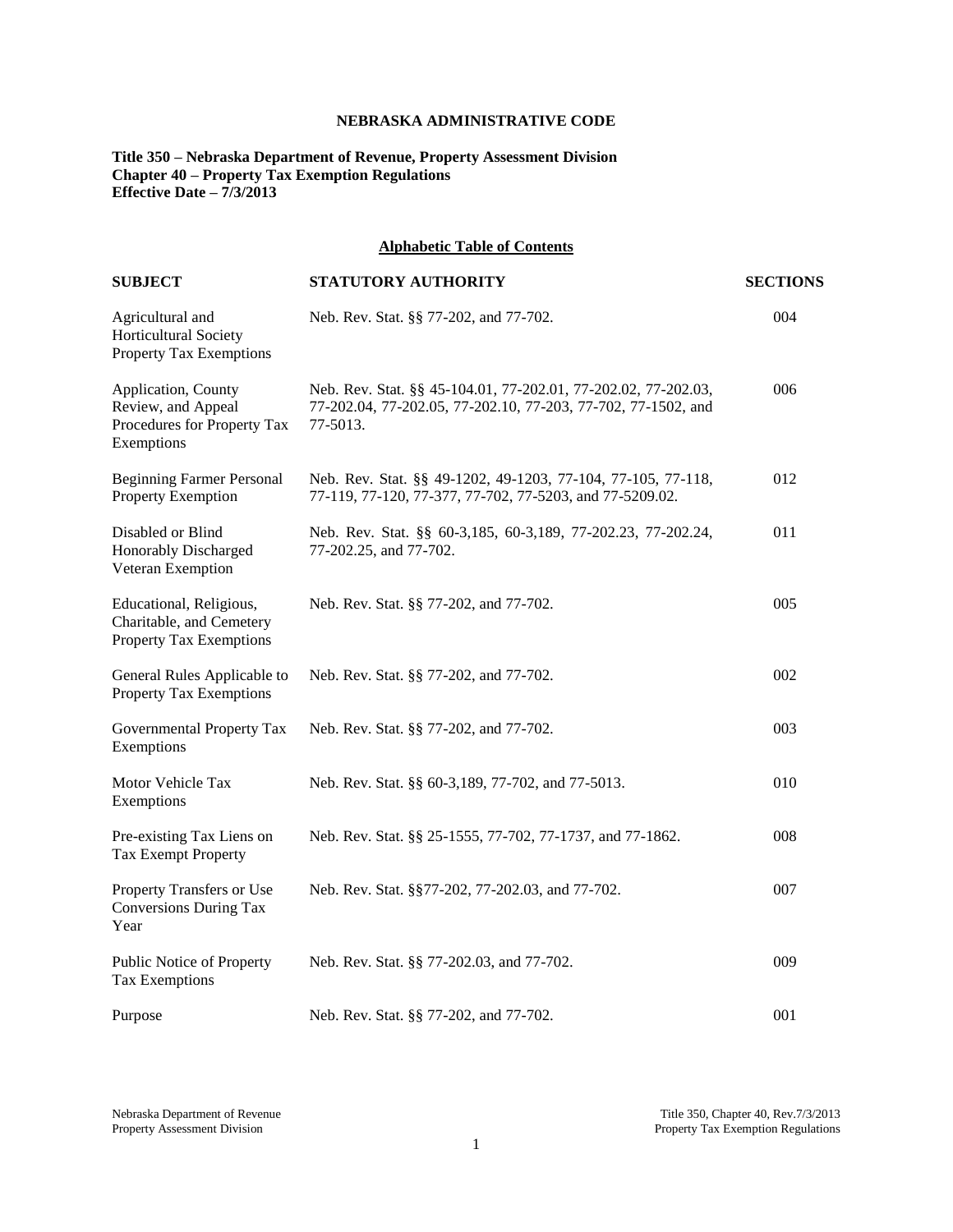# NEBRASKA ADMINISTRATIVE CODE

**Title 350 – Nebraska Department of Revenue, Property Assessment Division**
**Chapter 40 – Property Tax Exemption Regulations**
**Effective Date – 7/3/2013**

## Alphabetic Table of Contents

| SUBJECT | STATUTORY AUTHORITY | SECTIONS |
|---|---|---|
| Agricultural and Horticultural Society Property Tax Exemptions | Neb. Rev. Stat. §§ 77-202, and 77-702. | 004 |
| Application, County Review, and Appeal Procedures for Property Tax Exemptions | Neb. Rev. Stat. §§ 45-104.01, 77-202.01, 77-202.02, 77-202.03, 77-202.04, 77-202.05, 77-202.10, 77-203, 77-702, 77-1502, and 77-5013. | 006 |
| Beginning Farmer Personal Property Exemption | Neb. Rev. Stat. §§ 49-1202, 49-1203, 77-104, 77-105, 77-118, 77-119, 77-120, 77-377, 77-702, 77-5203, and 77-5209.02. | 012 |
| Disabled or Blind Honorably Discharged Veteran Exemption | Neb. Rev. Stat. §§ 60-3,185, 60-3,189, 77-202.23, 77-202.24, 77-202.25, and 77-702. | 011 |
| Educational, Religious, Charitable, and Cemetery Property Tax Exemptions | Neb. Rev. Stat. §§ 77-202, and 77-702. | 005 |
| General Rules Applicable to Property Tax Exemptions | Neb. Rev. Stat. §§ 77-202, and 77-702. | 002 |
| Governmental Property Tax Exemptions | Neb. Rev. Stat. §§ 77-202, and 77-702. | 003 |
| Motor Vehicle Tax Exemptions | Neb. Rev. Stat. §§ 60-3,189, 77-702, and 77-5013. | 010 |
| Pre-existing Tax Liens on Tax Exempt Property | Neb. Rev. Stat. §§ 25-1555, 77-702, 77-1737, and 77-1862. | 008 |
| Property Transfers or Use Conversions During Tax Year | Neb. Rev. Stat. §§77-202, 77-202.03, and 77-702. | 007 |
| Public Notice of Property Tax Exemptions | Neb. Rev. Stat. §§ 77-202.03, and 77-702. | 009 |
| Purpose | Neb. Rev. Stat. §§ 77-202, and 77-702. | 001 |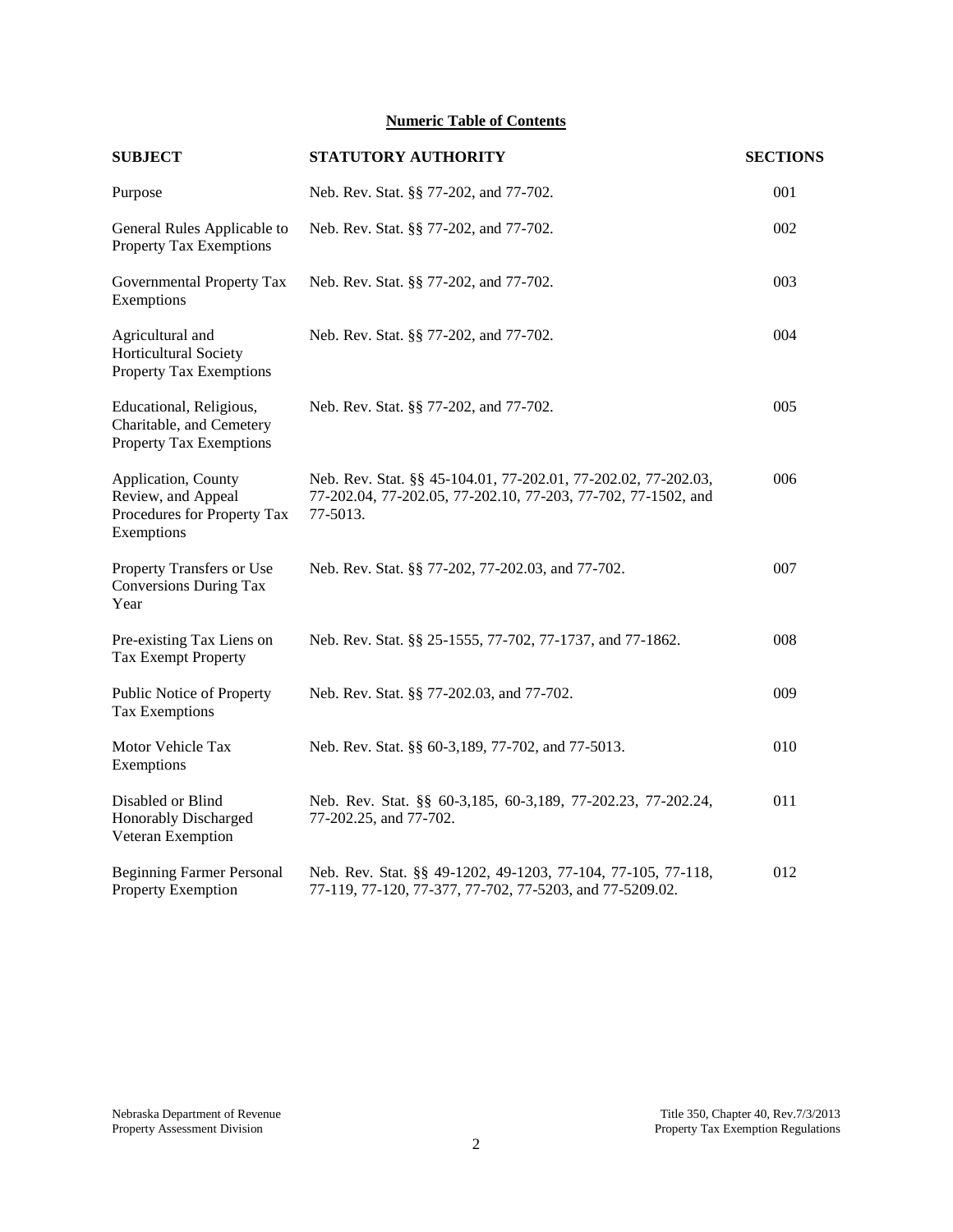**Numeric Table of Contents**

| SUBJECT | STATUTORY AUTHORITY | SECTIONS |
|---|---|---|
| Purpose | Neb. Rev. Stat. §§ 77-202, and 77-702. | 001 |
| General Rules Applicable to Property Tax Exemptions | Neb. Rev. Stat. §§ 77-202, and 77-702. | 002 |
| Governmental Property Tax Exemptions | Neb. Rev. Stat. §§ 77-202, and 77-702. | 003 |
| Agricultural and Horticultural Society Property Tax Exemptions | Neb. Rev. Stat. §§ 77-202, and 77-702. | 004 |
| Educational, Religious, Charitable, and Cemetery Property Tax Exemptions | Neb. Rev. Stat. §§ 77-202, and 77-702. | 005 |
| Application, County Review, and Appeal Procedures for Property Tax Exemptions | Neb. Rev. Stat. §§ 45-104.01, 77-202.01, 77-202.02, 77-202.03, 77-202.04, 77-202.05, 77-202.10, 77-203, 77-702, 77-1502, and 77-5013. | 006 |
| Property Transfers or Use Conversions During Tax Year | Neb. Rev. Stat. §§ 77-202, 77-202.03, and 77-702. | 007 |
| Pre-existing Tax Liens on Tax Exempt Property | Neb. Rev. Stat. §§ 25-1555, 77-702, 77-1737, and 77-1862. | 008 |
| Public Notice of Property Tax Exemptions | Neb. Rev. Stat. §§ 77-202.03, and 77-702. | 009 |
| Motor Vehicle Tax Exemptions | Neb. Rev. Stat. §§ 60-3,189, 77-702, and 77-5013. | 010 |
| Disabled or Blind Honorably Discharged Veteran Exemption | Neb. Rev. Stat. §§ 60-3,185, 60-3,189, 77-202.23, 77-202.24, 77-202.25, and 77-702. | 011 |
| Beginning Farmer Personal Property Exemption | Neb. Rev. Stat. §§ 49-1202, 49-1203, 77-104, 77-105, 77-118, 77-119, 77-120, 77-377, 77-702, 77-5203, and 77-5209.02. | 012 |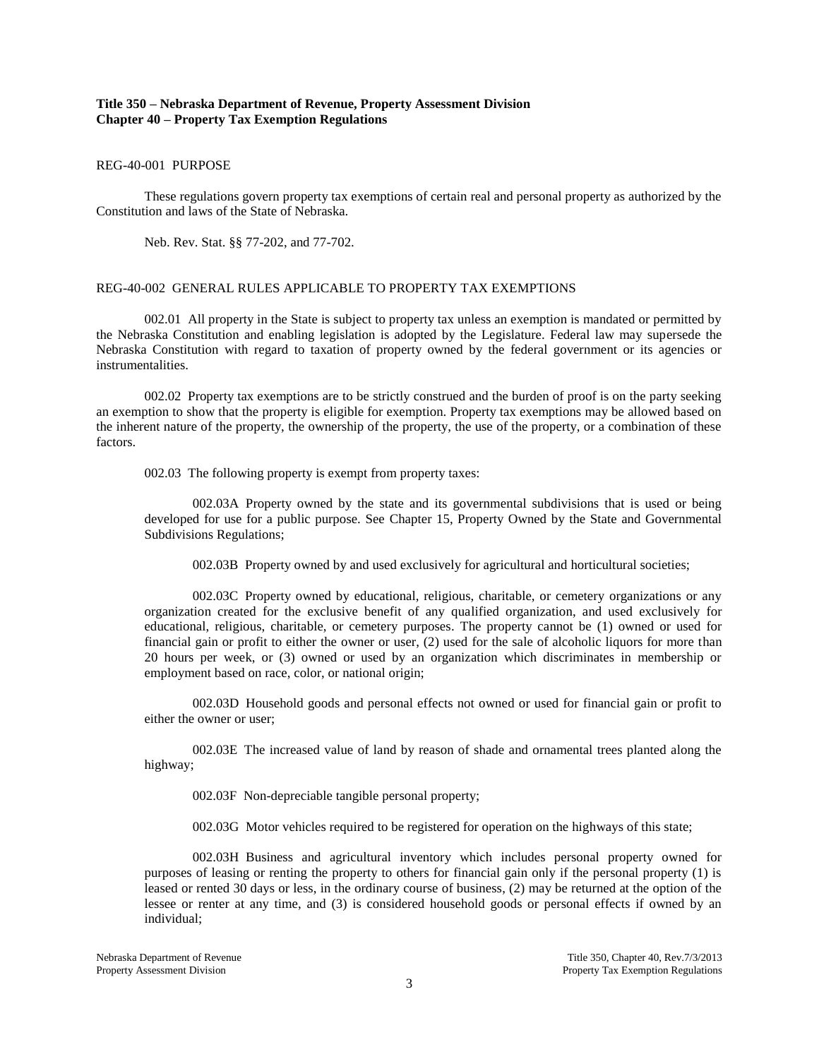**Title 350 – Nebraska Department of Revenue, Property Assessment Division**
**Chapter 40 – Property Tax Exemption Regulations**

REG-40-001 PURPOSE

These regulations govern property tax exemptions of certain real and personal property as authorized by the Constitution and laws of the State of Nebraska.

Neb. Rev. Stat. §§ 77-202, and 77-702.

REG-40-002 GENERAL RULES APPLICABLE TO PROPERTY TAX EXEMPTIONS

002.01 All property in the State is subject to property tax unless an exemption is mandated or permitted by the Nebraska Constitution and enabling legislation is adopted by the Legislature. Federal law may supersede the Nebraska Constitution with regard to taxation of property owned by the federal government or its agencies or instrumentalities.

002.02 Property tax exemptions are to be strictly construed and the burden of proof is on the party seeking an exemption to show that the property is eligible for exemption. Property tax exemptions may be allowed based on the inherent nature of the property, the ownership of the property, the use of the property, or a combination of these factors.

002.03 The following property is exempt from property taxes:

002.03A Property owned by the state and its governmental subdivisions that is used or being developed for use for a public purpose. See Chapter 15, Property Owned by the State and Governmental Subdivisions Regulations;

002.03B Property owned by and used exclusively for agricultural and horticultural societies;

002.03C Property owned by educational, religious, charitable, or cemetery organizations or any organization created for the exclusive benefit of any qualified organization, and used exclusively for educational, religious, charitable, or cemetery purposes. The property cannot be (1) owned or used for financial gain or profit to either the owner or user, (2) used for the sale of alcoholic liquors for more than 20 hours per week, or (3) owned or used by an organization which discriminates in membership or employment based on race, color, or national origin;

002.03D Household goods and personal effects not owned or used for financial gain or profit to either the owner or user;

002.03E The increased value of land by reason of shade and ornamental trees planted along the highway;

002.03F Non-depreciable tangible personal property;

002.03G Motor vehicles required to be registered for operation on the highways of this state;

002.03H Business and agricultural inventory which includes personal property owned for purposes of leasing or renting the property to others for financial gain only if the personal property (1) is leased or rented 30 days or less, in the ordinary course of business, (2) may be returned at the option of the lessee or renter at any time, and (3) is considered household goods or personal effects if owned by an individual;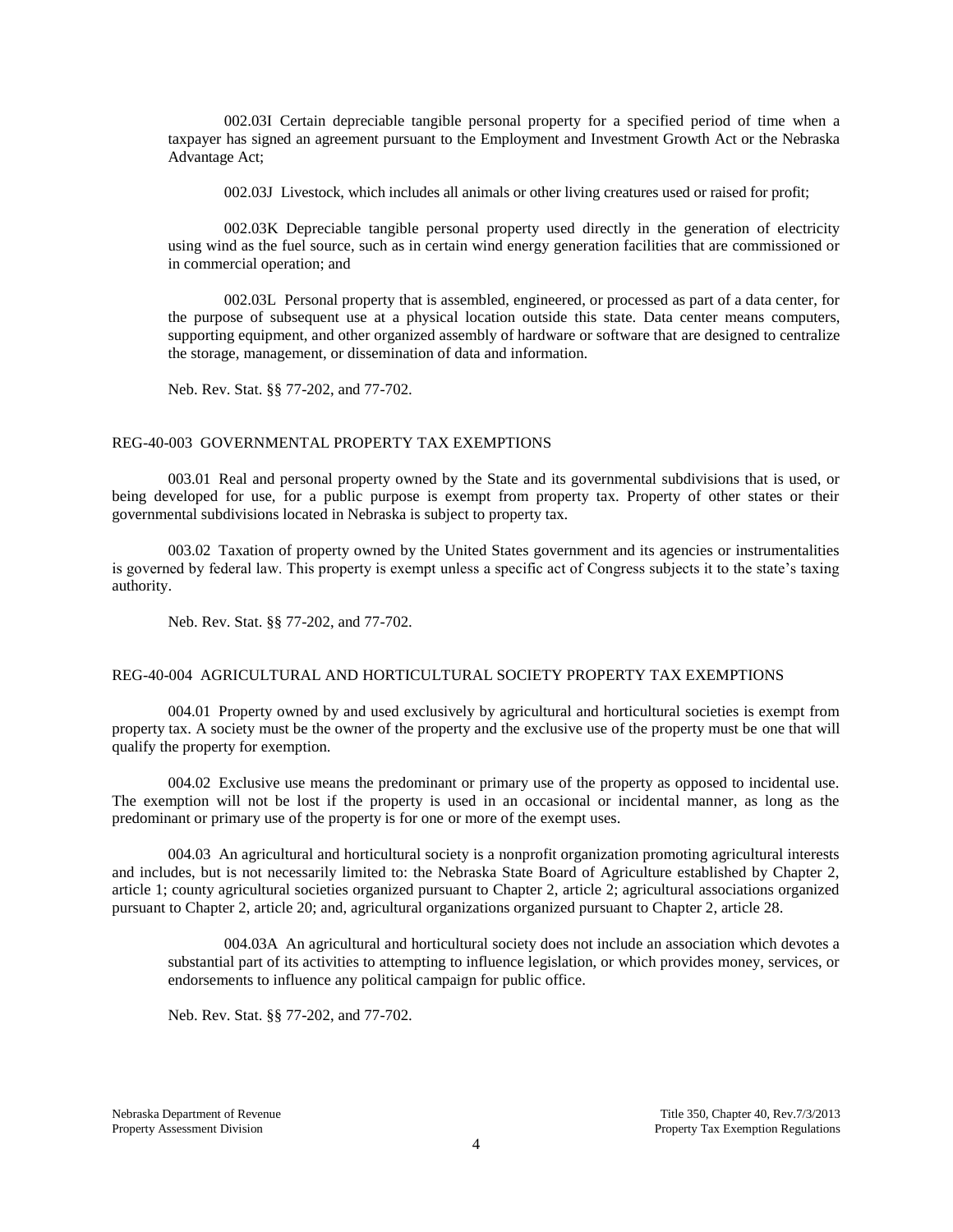002.03I Certain depreciable tangible personal property for a specified period of time when a taxpayer has signed an agreement pursuant to the Employment and Investment Growth Act or the Nebraska Advantage Act;

002.03J Livestock, which includes all animals or other living creatures used or raised for profit;

002.03K Depreciable tangible personal property used directly in the generation of electricity using wind as the fuel source, such as in certain wind energy generation facilities that are commissioned or in commercial operation; and

002.03L Personal property that is assembled, engineered, or processed as part of a data center, for the purpose of subsequent use at a physical location outside this state. Data center means computers, supporting equipment, and other organized assembly of hardware or software that are designed to centralize the storage, management, or dissemination of data and information.

Neb. Rev. Stat. §§ 77-202, and 77-702.

## REG-40-003 GOVERNMENTAL PROPERTY TAX EXEMPTIONS

003.01 Real and personal property owned by the State and its governmental subdivisions that is used, or being developed for use, for a public purpose is exempt from property tax. Property of other states or their governmental subdivisions located in Nebraska is subject to property tax.

003.02 Taxation of property owned by the United States government and its agencies or instrumentalities is governed by federal law. This property is exempt unless a specific act of Congress subjects it to the state's taxing authority.

Neb. Rev. Stat. §§ 77-202, and 77-702.

## REG-40-004 AGRICULTURAL AND HORTICULTURAL SOCIETY PROPERTY TAX EXEMPTIONS

004.01 Property owned by and used exclusively by agricultural and horticultural societies is exempt from property tax. A society must be the owner of the property and the exclusive use of the property must be one that will qualify the property for exemption.

004.02 Exclusive use means the predominant or primary use of the property as opposed to incidental use. The exemption will not be lost if the property is used in an occasional or incidental manner, as long as the predominant or primary use of the property is for one or more of the exempt uses.

004.03 An agricultural and horticultural society is a nonprofit organization promoting agricultural interests and includes, but is not necessarily limited to: the Nebraska State Board of Agriculture established by Chapter 2, article 1; county agricultural societies organized pursuant to Chapter 2, article 2; agricultural associations organized pursuant to Chapter 2, article 20; and, agricultural organizations organized pursuant to Chapter 2, article 28.

004.03A An agricultural and horticultural society does not include an association which devotes a substantial part of its activities to attempting to influence legislation, or which provides money, services, or endorsements to influence any political campaign for public office.

Neb. Rev. Stat. §§ 77-202, and 77-702.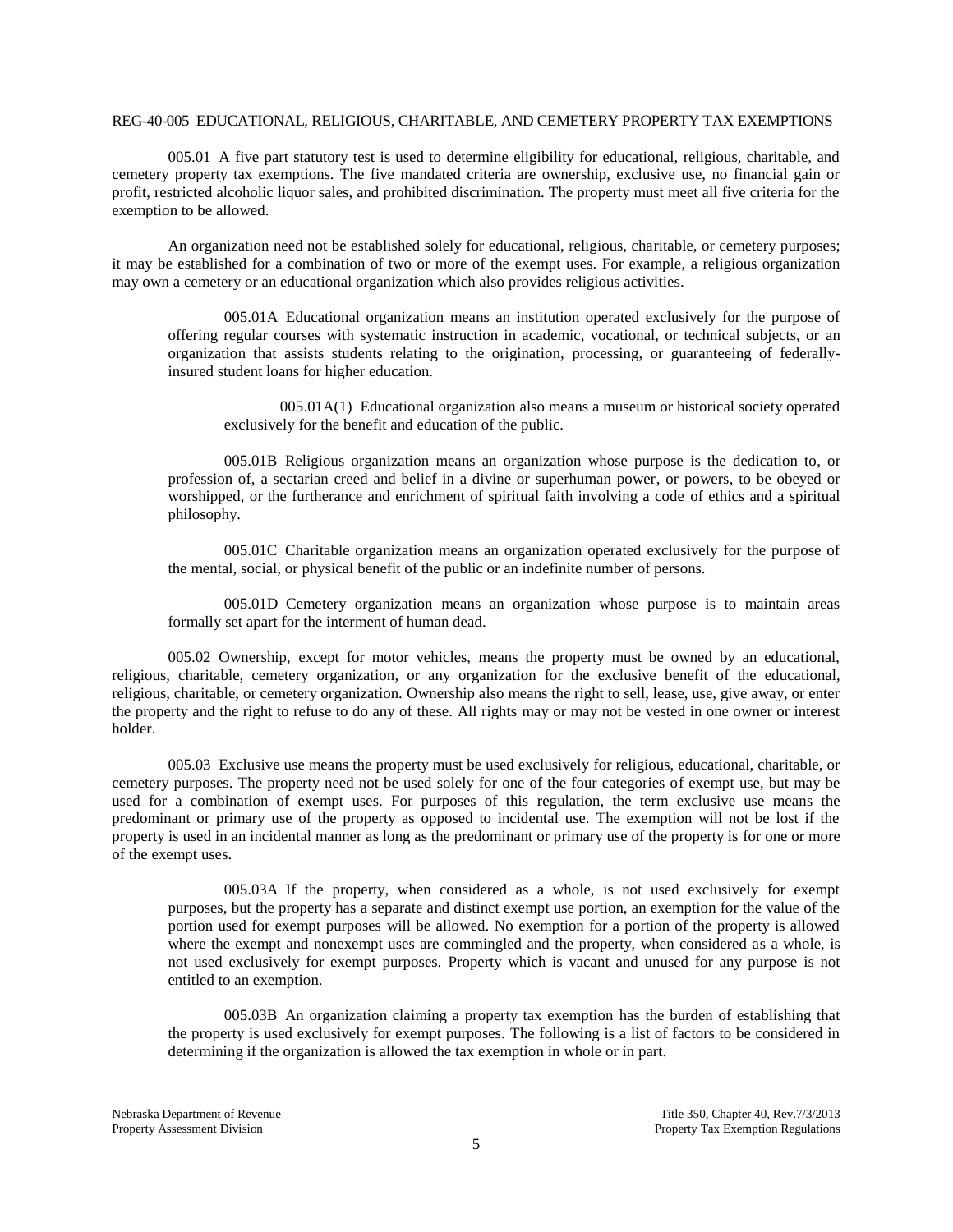## REG-40-005 EDUCATIONAL, RELIGIOUS, CHARITABLE, AND CEMETERY PROPERTY TAX EXEMPTIONS

005.01 A five part statutory test is used to determine eligibility for educational, religious, charitable, and cemetery property tax exemptions. The five mandated criteria are ownership, exclusive use, no financial gain or profit, restricted alcoholic liquor sales, and prohibited discrimination. The property must meet all five criteria for the exemption to be allowed.

An organization need not be established solely for educational, religious, charitable, or cemetery purposes; it may be established for a combination of two or more of the exempt uses. For example, a religious organization may own a cemetery or an educational organization which also provides religious activities.

005.01A Educational organization means an institution operated exclusively for the purpose of offering regular courses with systematic instruction in academic, vocational, or technical subjects, or an organization that assists students relating to the origination, processing, or guaranteeing of federally-insured student loans for higher education.

005.01A(1) Educational organization also means a museum or historical society operated exclusively for the benefit and education of the public.

005.01B Religious organization means an organization whose purpose is the dedication to, or profession of, a sectarian creed and belief in a divine or superhuman power, or powers, to be obeyed or worshipped, or the furtherance and enrichment of spiritual faith involving a code of ethics and a spiritual philosophy.

005.01C Charitable organization means an organization operated exclusively for the purpose of the mental, social, or physical benefit of the public or an indefinite number of persons.

005.01D Cemetery organization means an organization whose purpose is to maintain areas formally set apart for the interment of human dead.

005.02 Ownership, except for motor vehicles, means the property must be owned by an educational, religious, charitable, cemetery organization, or any organization for the exclusive benefit of the educational, religious, charitable, or cemetery organization. Ownership also means the right to sell, lease, use, give away, or enter the property and the right to refuse to do any of these. All rights may or may not be vested in one owner or interest holder.

005.03 Exclusive use means the property must be used exclusively for religious, educational, charitable, or cemetery purposes. The property need not be used solely for one of the four categories of exempt use, but may be used for a combination of exempt uses. For purposes of this regulation, the term exclusive use means the predominant or primary use of the property as opposed to incidental use. The exemption will not be lost if the property is used in an incidental manner as long as the predominant or primary use of the property is for one or more of the exempt uses.

005.03A If the property, when considered as a whole, is not used exclusively for exempt purposes, but the property has a separate and distinct exempt use portion, an exemption for the value of the portion used for exempt purposes will be allowed. No exemption for a portion of the property is allowed where the exempt and nonexempt uses are commingled and the property, when considered as a whole, is not used exclusively for exempt purposes. Property which is vacant and unused for any purpose is not entitled to an exemption.

005.03B An organization claiming a property tax exemption has the burden of establishing that the property is used exclusively for exempt purposes. The following is a list of factors to be considered in determining if the organization is allowed the tax exemption in whole or in part.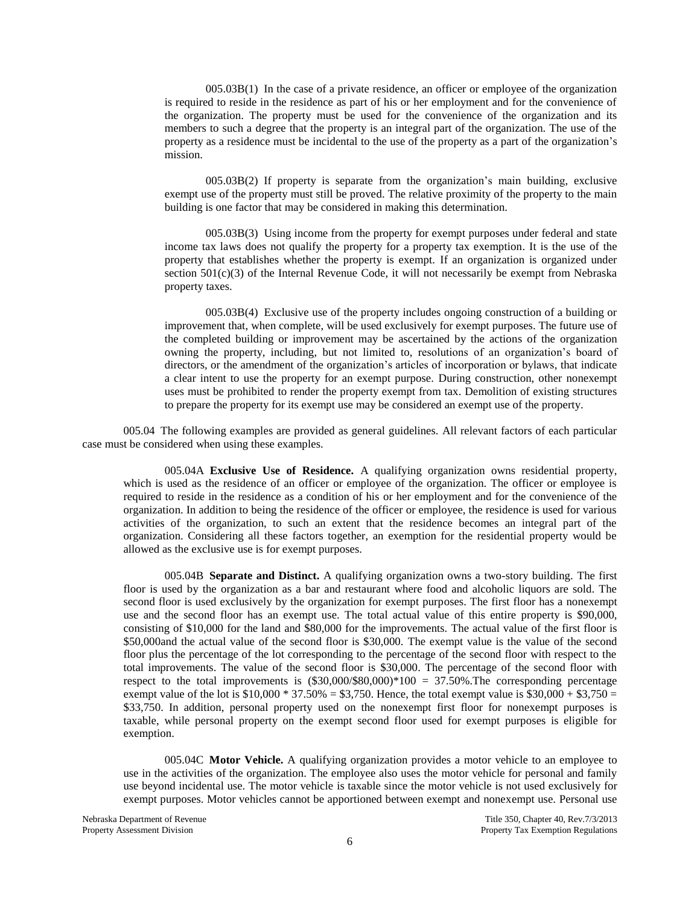005.03B(1) In the case of a private residence, an officer or employee of the organization is required to reside in the residence as part of his or her employment and for the convenience of the organization. The property must be used for the convenience of the organization and its members to such a degree that the property is an integral part of the organization. The use of the property as a residence must be incidental to the use of the property as a part of the organization's mission.

005.03B(2) If property is separate from the organization's main building, exclusive exempt use of the property must still be proved. The relative proximity of the property to the main building is one factor that may be considered in making this determination.

005.03B(3) Using income from the property for exempt purposes under federal and state income tax laws does not qualify the property for a property tax exemption. It is the use of the property that establishes whether the property is exempt. If an organization is organized under section 501(c)(3) of the Internal Revenue Code, it will not necessarily be exempt from Nebraska property taxes.

005.03B(4) Exclusive use of the property includes ongoing construction of a building or improvement that, when complete, will be used exclusively for exempt purposes. The future use of the completed building or improvement may be ascertained by the actions of the organization owning the property, including, but not limited to, resolutions of an organization's board of directors, or the amendment of the organization's articles of incorporation or bylaws, that indicate a clear intent to use the property for an exempt purpose. During construction, other nonexempt uses must be prohibited to render the property exempt from tax. Demolition of existing structures to prepare the property for its exempt use may be considered an exempt use of the property.

005.04 The following examples are provided as general guidelines. All relevant factors of each particular case must be considered when using these examples.

005.04A **Exclusive Use of Residence.** A qualifying organization owns residential property, which is used as the residence of an officer or employee of the organization. The officer or employee is required to reside in the residence as a condition of his or her employment and for the convenience of the organization. In addition to being the residence of the officer or employee, the residence is used for various activities of the organization, to such an extent that the residence becomes an integral part of the organization. Considering all these factors together, an exemption for the residential property would be allowed as the exclusive use is for exempt purposes.

005.04B **Separate and Distinct.** A qualifying organization owns a two-story building. The first floor is used by the organization as a bar and restaurant where food and alcoholic liquors are sold. The second floor is used exclusively by the organization for exempt purposes. The first floor has a nonexempt use and the second floor has an exempt use. The total actual value of this entire property is $90,000, consisting of $10,000 for the land and $80,000 for the improvements. The actual value of the first floor is $50,000and the actual value of the second floor is $30,000. The exempt value is the value of the second floor plus the percentage of the lot corresponding to the percentage of the second floor with respect to the total improvements. The value of the second floor is $30,000. The percentage of the second floor with respect to the total improvements is ($30,000/$80,000)*100 = 37.50%.The corresponding percentage exempt value of the lot is $10,000 * 37.50% = $3,750. Hence, the total exempt value is $30,000 + $3,750 = $33,750. In addition, personal property used on the nonexempt first floor for nonexempt purposes is taxable, while personal property on the exempt second floor used for exempt purposes is eligible for exemption.

005.04C **Motor Vehicle.** A qualifying organization provides a motor vehicle to an employee to use in the activities of the organization. The employee also uses the motor vehicle for personal and family use beyond incidental use. The motor vehicle is taxable since the motor vehicle is not used exclusively for exempt purposes. Motor vehicles cannot be apportioned between exempt and nonexempt use. Personal use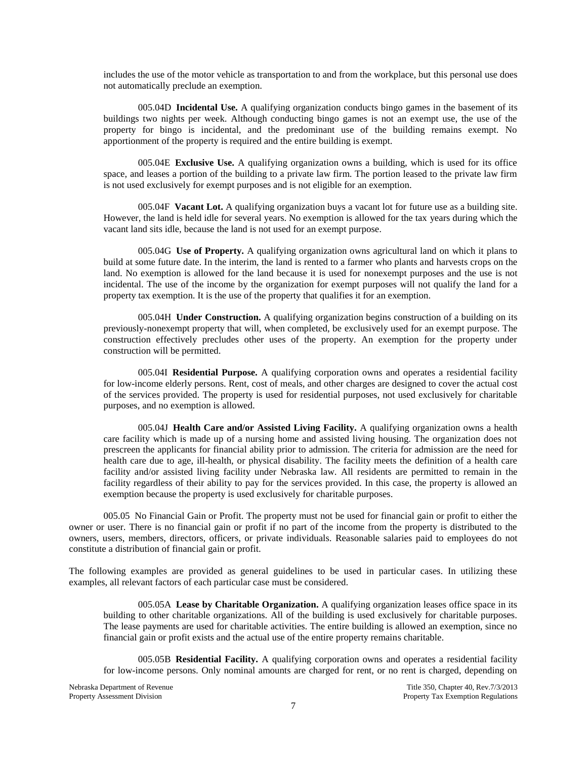includes the use of the motor vehicle as transportation to and from the workplace, but this personal use does not automatically preclude an exemption.

005.04D **Incidental Use.** A qualifying organization conducts bingo games in the basement of its buildings two nights per week. Although conducting bingo games is not an exempt use, the use of the property for bingo is incidental, and the predominant use of the building remains exempt. No apportionment of the property is required and the entire building is exempt.

005.04E **Exclusive Use.** A qualifying organization owns a building, which is used for its office space, and leases a portion of the building to a private law firm. The portion leased to the private law firm is not used exclusively for exempt purposes and is not eligible for an exemption.

005.04F **Vacant Lot.** A qualifying organization buys a vacant lot for future use as a building site. However, the land is held idle for several years. No exemption is allowed for the tax years during which the vacant land sits idle, because the land is not used for an exempt purpose.

005.04G **Use of Property.** A qualifying organization owns agricultural land on which it plans to build at some future date. In the interim, the land is rented to a farmer who plants and harvests crops on the land. No exemption is allowed for the land because it is used for nonexempt purposes and the use is not incidental. The use of the income by the organization for exempt purposes will not qualify the land for a property tax exemption. It is the use of the property that qualifies it for an exemption.

005.04H **Under Construction.** A qualifying organization begins construction of a building on its previously-nonexempt property that will, when completed, be exclusively used for an exempt purpose. The construction effectively precludes other uses of the property. An exemption for the property under construction will be permitted.

005.04I **Residential Purpose.** A qualifying corporation owns and operates a residential facility for low-income elderly persons. Rent, cost of meals, and other charges are designed to cover the actual cost of the services provided. The property is used for residential purposes, not used exclusively for charitable purposes, and no exemption is allowed.

005.04J **Health Care and/or Assisted Living Facility.** A qualifying organization owns a health care facility which is made up of a nursing home and assisted living housing. The organization does not prescreen the applicants for financial ability prior to admission. The criteria for admission are the need for health care due to age, ill-health, or physical disability. The facility meets the definition of a health care facility and/or assisted living facility under Nebraska law. All residents are permitted to remain in the facility regardless of their ability to pay for the services provided. In this case, the property is allowed an exemption because the property is used exclusively for charitable purposes.

005.05 No Financial Gain or Profit. The property must not be used for financial gain or profit to either the owner or user. There is no financial gain or profit if no part of the income from the property is distributed to the owners, users, members, directors, officers, or private individuals. Reasonable salaries paid to employees do not constitute a distribution of financial gain or profit.

The following examples are provided as general guidelines to be used in particular cases. In utilizing these examples, all relevant factors of each particular case must be considered.

005.05A **Lease by Charitable Organization.** A qualifying organization leases office space in its building to other charitable organizations. All of the building is used exclusively for charitable purposes. The lease payments are used for charitable activities. The entire building is allowed an exemption, since no financial gain or profit exists and the actual use of the entire property remains charitable.

005.05B **Residential Facility.** A qualifying corporation owns and operates a residential facility for low-income persons. Only nominal amounts are charged for rent, or no rent is charged, depending on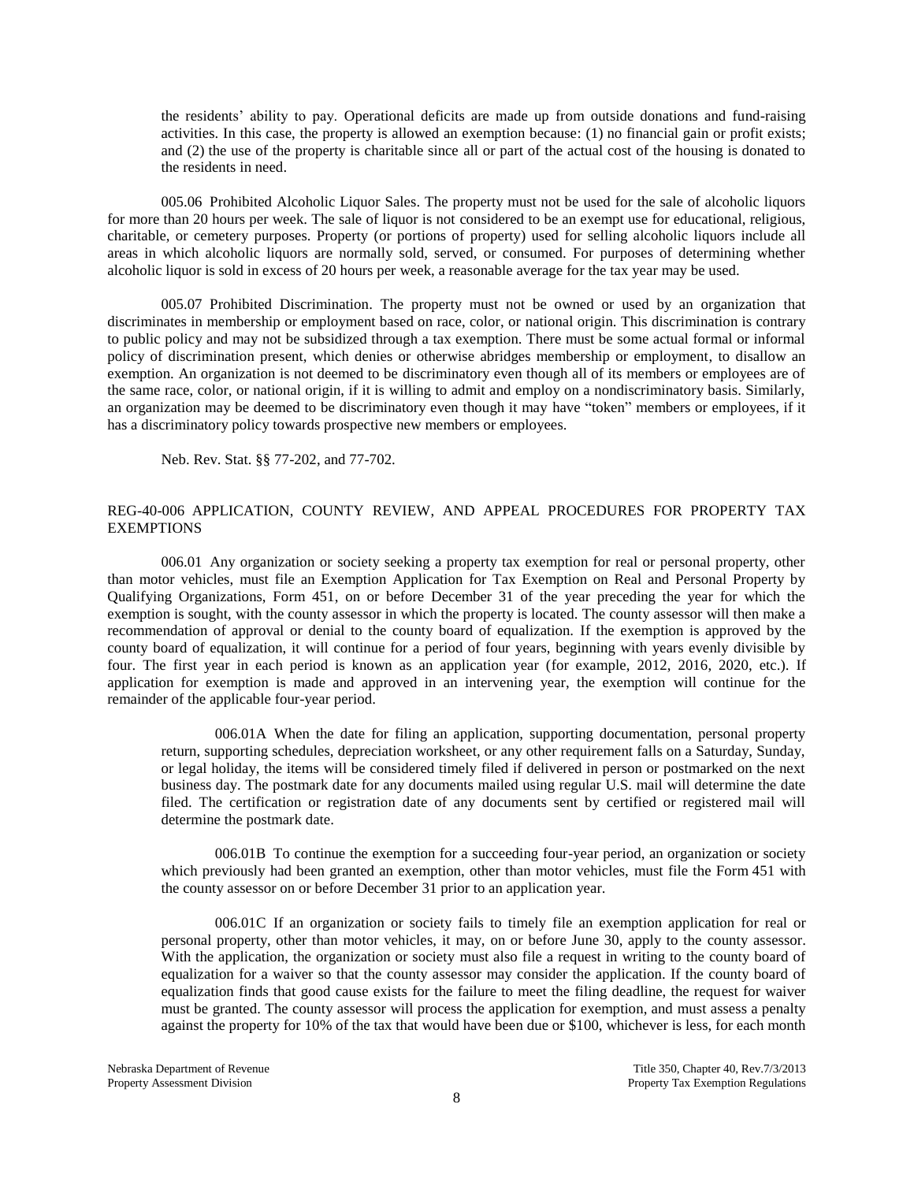the residents' ability to pay. Operational deficits are made up from outside donations and fund-raising activities. In this case, the property is allowed an exemption because: (1) no financial gain or profit exists; and (2) the use of the property is charitable since all or part of the actual cost of the housing is donated to the residents in need.

005.06 Prohibited Alcoholic Liquor Sales. The property must not be used for the sale of alcoholic liquors for more than 20 hours per week. The sale of liquor is not considered to be an exempt use for educational, religious, charitable, or cemetery purposes. Property (or portions of property) used for selling alcoholic liquors include all areas in which alcoholic liquors are normally sold, served, or consumed. For purposes of determining whether alcoholic liquor is sold in excess of 20 hours per week, a reasonable average for the tax year may be used.

005.07 Prohibited Discrimination. The property must not be owned or used by an organization that discriminates in membership or employment based on race, color, or national origin. This discrimination is contrary to public policy and may not be subsidized through a tax exemption. There must be some actual formal or informal policy of discrimination present, which denies or otherwise abridges membership or employment, to disallow an exemption. An organization is not deemed to be discriminatory even though all of its members or employees are of the same race, color, or national origin, if it is willing to admit and employ on a nondiscriminatory basis. Similarly, an organization may be deemed to be discriminatory even though it may have "token" members or employees, if it has a discriminatory policy towards prospective new members or employees.

Neb. Rev. Stat. §§ 77-202, and 77-702.

## REG-40-006 APPLICATION, COUNTY REVIEW, AND APPEAL PROCEDURES FOR PROPERTY TAX EXEMPTIONS

006.01 Any organization or society seeking a property tax exemption for real or personal property, other than motor vehicles, must file an Exemption Application for Tax Exemption on Real and Personal Property by Qualifying Organizations, Form 451, on or before December 31 of the year preceding the year for which the exemption is sought, with the county assessor in which the property is located. The county assessor will then make a recommendation of approval or denial to the county board of equalization. If the exemption is approved by the county board of equalization, it will continue for a period of four years, beginning with years evenly divisible by four. The first year in each period is known as an application year (for example, 2012, 2016, 2020, etc.). If application for exemption is made and approved in an intervening year, the exemption will continue for the remainder of the applicable four-year period.

006.01A When the date for filing an application, supporting documentation, personal property return, supporting schedules, depreciation worksheet, or any other requirement falls on a Saturday, Sunday, or legal holiday, the items will be considered timely filed if delivered in person or postmarked on the next business day. The postmark date for any documents mailed using regular U.S. mail will determine the date filed. The certification or registration date of any documents sent by certified or registered mail will determine the postmark date.

006.01B To continue the exemption for a succeeding four-year period, an organization or society which previously had been granted an exemption, other than motor vehicles, must file the Form 451 with the county assessor on or before December 31 prior to an application year.

006.01C If an organization or society fails to timely file an exemption application for real or personal property, other than motor vehicles, it may, on or before June 30, apply to the county assessor. With the application, the organization or society must also file a request in writing to the county board of equalization for a waiver so that the county assessor may consider the application. If the county board of equalization finds that good cause exists for the failure to meet the filing deadline, the request for waiver must be granted. The county assessor will process the application for exemption, and must assess a penalty against the property for 10% of the tax that would have been due or $100, whichever is less, for each month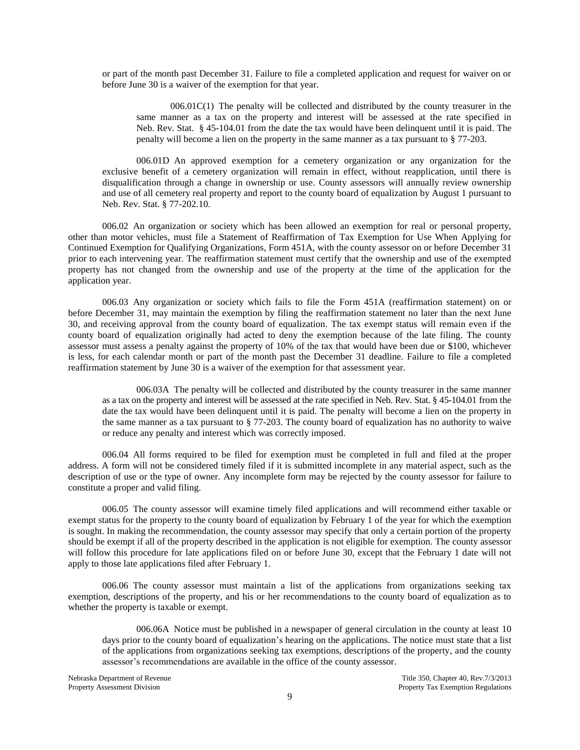or part of the month past December 31. Failure to file a completed application and request for waiver on or before June 30 is a waiver of the exemption for that year.

006.01C(1) The penalty will be collected and distributed by the county treasurer in the same manner as a tax on the property and interest will be assessed at the rate specified in Neb. Rev. Stat. § 45-104.01 from the date the tax would have been delinquent until it is paid. The penalty will become a lien on the property in the same manner as a tax pursuant to § 77-203.

006.01D An approved exemption for a cemetery organization or any organization for the exclusive benefit of a cemetery organization will remain in effect, without reapplication, until there is disqualification through a change in ownership or use. County assessors will annually review ownership and use of all cemetery real property and report to the county board of equalization by August 1 pursuant to Neb. Rev. Stat. § 77-202.10.

006.02 An organization or society which has been allowed an exemption for real or personal property, other than motor vehicles, must file a Statement of Reaffirmation of Tax Exemption for Use When Applying for Continued Exemption for Qualifying Organizations, Form 451A, with the county assessor on or before December 31 prior to each intervening year. The reaffirmation statement must certify that the ownership and use of the exempted property has not changed from the ownership and use of the property at the time of the application for the application year.

006.03 Any organization or society which fails to file the Form 451A (reaffirmation statement) on or before December 31, may maintain the exemption by filing the reaffirmation statement no later than the next June 30, and receiving approval from the county board of equalization. The tax exempt status will remain even if the county board of equalization originally had acted to deny the exemption because of the late filing. The county assessor must assess a penalty against the property of 10% of the tax that would have been due or $100, whichever is less, for each calendar month or part of the month past the December 31 deadline. Failure to file a completed reaffirmation statement by June 30 is a waiver of the exemption for that assessment year.

006.03A The penalty will be collected and distributed by the county treasurer in the same manner as a tax on the property and interest will be assessed at the rate specified in Neb. Rev. Stat. § 45-104.01 from the date the tax would have been delinquent until it is paid. The penalty will become a lien on the property in the same manner as a tax pursuant to § 77-203. The county board of equalization has no authority to waive or reduce any penalty and interest which was correctly imposed.

006.04 All forms required to be filed for exemption must be completed in full and filed at the proper address. A form will not be considered timely filed if it is submitted incomplete in any material aspect, such as the description of use or the type of owner. Any incomplete form may be rejected by the county assessor for failure to constitute a proper and valid filing.

006.05 The county assessor will examine timely filed applications and will recommend either taxable or exempt status for the property to the county board of equalization by February 1 of the year for which the exemption is sought. In making the recommendation, the county assessor may specify that only a certain portion of the property should be exempt if all of the property described in the application is not eligible for exemption. The county assessor will follow this procedure for late applications filed on or before June 30, except that the February 1 date will not apply to those late applications filed after February 1.

006.06 The county assessor must maintain a list of the applications from organizations seeking tax exemption, descriptions of the property, and his or her recommendations to the county board of equalization as to whether the property is taxable or exempt.

006.06A Notice must be published in a newspaper of general circulation in the county at least 10 days prior to the county board of equalization's hearing on the applications. The notice must state that a list of the applications from organizations seeking tax exemptions, descriptions of the property, and the county assessor's recommendations are available in the office of the county assessor.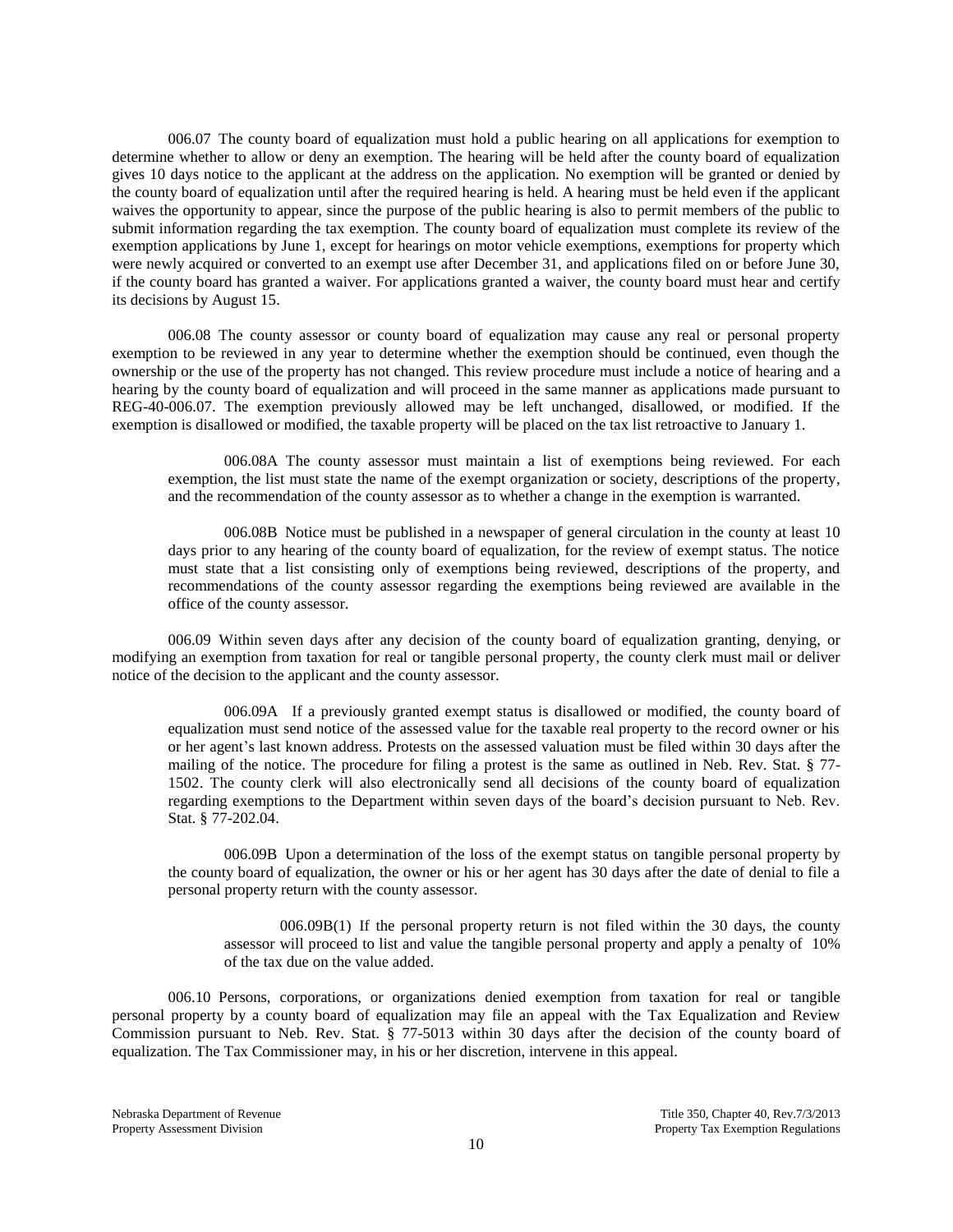006.07 The county board of equalization must hold a public hearing on all applications for exemption to determine whether to allow or deny an exemption. The hearing will be held after the county board of equalization gives 10 days notice to the applicant at the address on the application. No exemption will be granted or denied by the county board of equalization until after the required hearing is held. A hearing must be held even if the applicant waives the opportunity to appear, since the purpose of the public hearing is also to permit members of the public to submit information regarding the tax exemption. The county board of equalization must complete its review of the exemption applications by June 1, except for hearings on motor vehicle exemptions, exemptions for property which were newly acquired or converted to an exempt use after December 31, and applications filed on or before June 30, if the county board has granted a waiver. For applications granted a waiver, the county board must hear and certify its decisions by August 15.

006.08 The county assessor or county board of equalization may cause any real or personal property exemption to be reviewed in any year to determine whether the exemption should be continued, even though the ownership or the use of the property has not changed. This review procedure must include a notice of hearing and a hearing by the county board of equalization and will proceed in the same manner as applications made pursuant to REG-40-006.07. The exemption previously allowed may be left unchanged, disallowed, or modified. If the exemption is disallowed or modified, the taxable property will be placed on the tax list retroactive to January 1.

006.08A The county assessor must maintain a list of exemptions being reviewed. For each exemption, the list must state the name of the exempt organization or society, descriptions of the property, and the recommendation of the county assessor as to whether a change in the exemption is warranted.

006.08B Notice must be published in a newspaper of general circulation in the county at least 10 days prior to any hearing of the county board of equalization, for the review of exempt status. The notice must state that a list consisting only of exemptions being reviewed, descriptions of the property, and recommendations of the county assessor regarding the exemptions being reviewed are available in the office of the county assessor.

006.09 Within seven days after any decision of the county board of equalization granting, denying, or modifying an exemption from taxation for real or tangible personal property, the county clerk must mail or deliver notice of the decision to the applicant and the county assessor.

006.09A If a previously granted exempt status is disallowed or modified, the county board of equalization must send notice of the assessed value for the taxable real property to the record owner or his or her agent's last known address. Protests on the assessed valuation must be filed within 30 days after the mailing of the notice. The procedure for filing a protest is the same as outlined in Neb. Rev. Stat. § 77-1502. The county clerk will also electronically send all decisions of the county board of equalization regarding exemptions to the Department within seven days of the board's decision pursuant to Neb. Rev. Stat. § 77-202.04.

006.09B Upon a determination of the loss of the exempt status on tangible personal property by the county board of equalization, the owner or his or her agent has 30 days after the date of denial to file a personal property return with the county assessor.

006.09B(1) If the personal property return is not filed within the 30 days, the county assessor will proceed to list and value the tangible personal property and apply a penalty of 10% of the tax due on the value added.

006.10 Persons, corporations, or organizations denied exemption from taxation for real or tangible personal property by a county board of equalization may file an appeal with the Tax Equalization and Review Commission pursuant to Neb. Rev. Stat. § 77-5013 within 30 days after the decision of the county board of equalization. The Tax Commissioner may, in his or her discretion, intervene in this appeal.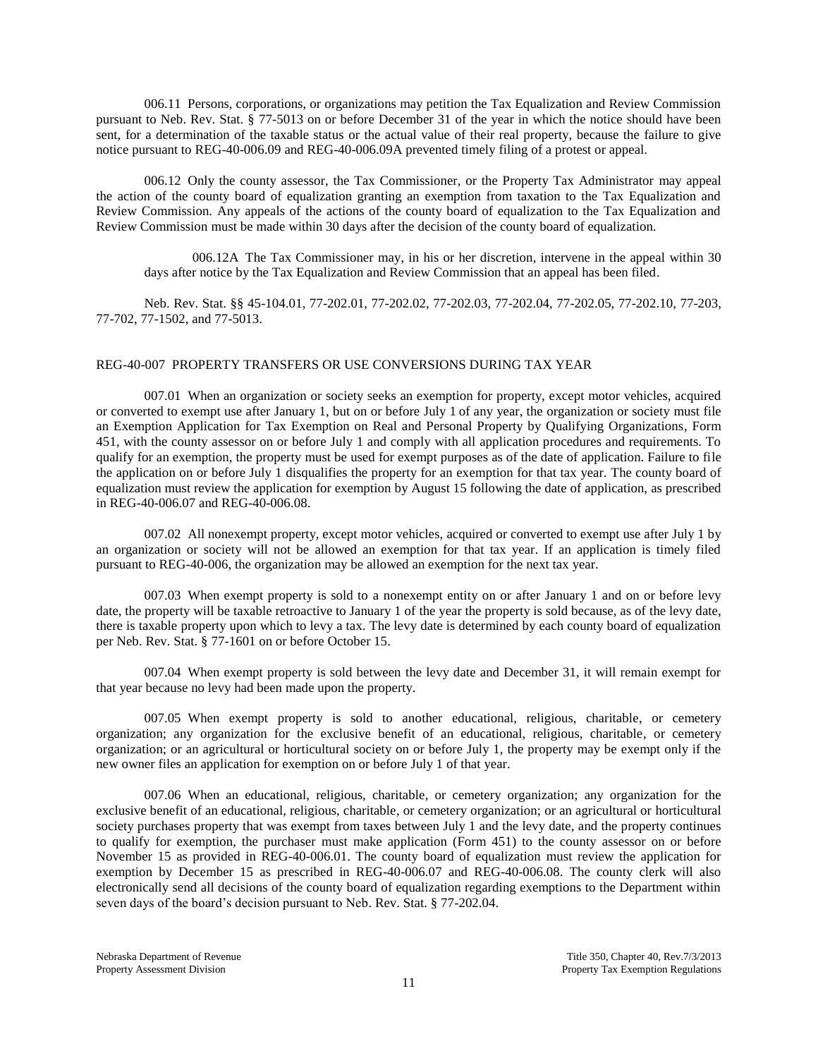006.11 Persons, corporations, or organizations may petition the Tax Equalization and Review Commission pursuant to Neb. Rev. Stat. § 77-5013 on or before December 31 of the year in which the notice should have been sent, for a determination of the taxable status or the actual value of their real property, because the failure to give notice pursuant to REG-40-006.09 and REG-40-006.09A prevented timely filing of a protest or appeal.

006.12 Only the county assessor, the Tax Commissioner, or the Property Tax Administrator may appeal the action of the county board of equalization granting an exemption from taxation to the Tax Equalization and Review Commission. Any appeals of the actions of the county board of equalization to the Tax Equalization and Review Commission must be made within 30 days after the decision of the county board of equalization.

006.12A The Tax Commissioner may, in his or her discretion, intervene in the appeal within 30 days after notice by the Tax Equalization and Review Commission that an appeal has been filed.

Neb. Rev. Stat. §§ 45-104.01, 77-202.01, 77-202.02, 77-202.03, 77-202.04, 77-202.05, 77-202.10, 77-203, 77-702, 77-1502, and 77-5013.

## REG-40-007 PROPERTY TRANSFERS OR USE CONVERSIONS DURING TAX YEAR

007.01 When an organization or society seeks an exemption for property, except motor vehicles, acquired or converted to exempt use after January 1, but on or before July 1 of any year, the organization or society must file an Exemption Application for Tax Exemption on Real and Personal Property by Qualifying Organizations, Form 451, with the county assessor on or before July 1 and comply with all application procedures and requirements. To qualify for an exemption, the property must be used for exempt purposes as of the date of application. Failure to file the application on or before July 1 disqualifies the property for an exemption for that tax year. The county board of equalization must review the application for exemption by August 15 following the date of application, as prescribed in REG-40-006.07 and REG-40-006.08.

007.02 All nonexempt property, except motor vehicles, acquired or converted to exempt use after July 1 by an organization or society will not be allowed an exemption for that tax year. If an application is timely filed pursuant to REG-40-006, the organization may be allowed an exemption for the next tax year.

007.03 When exempt property is sold to a nonexempt entity on or after January 1 and on or before levy date, the property will be taxable retroactive to January 1 of the year the property is sold because, as of the levy date, there is taxable property upon which to levy a tax. The levy date is determined by each county board of equalization per Neb. Rev. Stat. § 77-1601 on or before October 15.

007.04 When exempt property is sold between the levy date and December 31, it will remain exempt for that year because no levy had been made upon the property.

007.05 When exempt property is sold to another educational, religious, charitable, or cemetery organization; any organization for the exclusive benefit of an educational, religious, charitable, or cemetery organization; or an agricultural or horticultural society on or before July 1, the property may be exempt only if the new owner files an application for exemption on or before July 1 of that year.

007.06 When an educational, religious, charitable, or cemetery organization; any organization for the exclusive benefit of an educational, religious, charitable, or cemetery organization; or an agricultural or horticultural society purchases property that was exempt from taxes between July 1 and the levy date, and the property continues to qualify for exemption, the purchaser must make application (Form 451) to the county assessor on or before November 15 as provided in REG-40-006.01. The county board of equalization must review the application for exemption by December 15 as prescribed in REG-40-006.07 and REG-40-006.08. The county clerk will also electronically send all decisions of the county board of equalization regarding exemptions to the Department within seven days of the board's decision pursuant to Neb. Rev. Stat. § 77-202.04.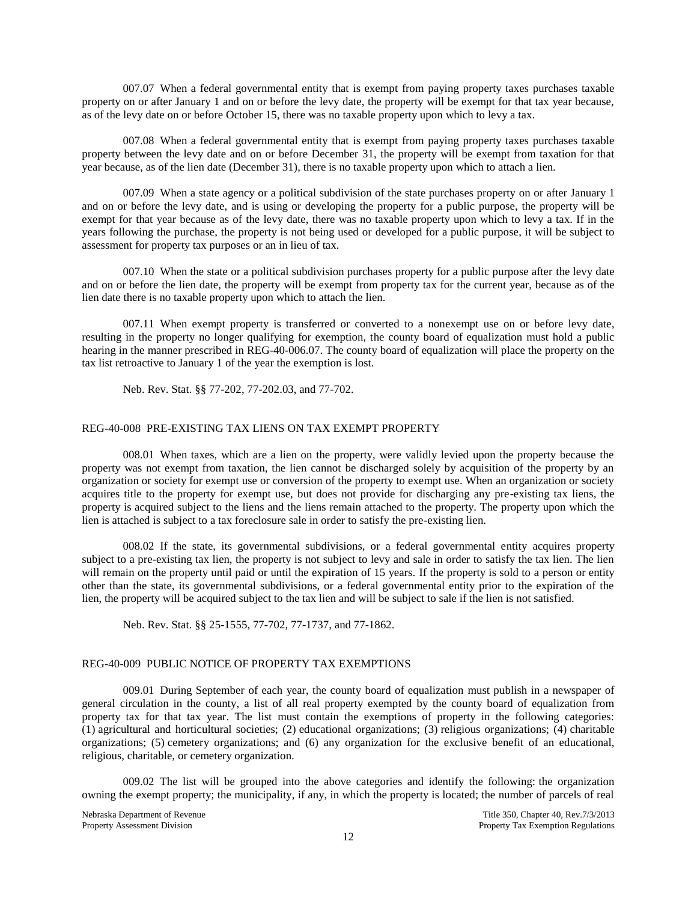007.07 When a federal governmental entity that is exempt from paying property taxes purchases taxable property on or after January 1 and on or before the levy date, the property will be exempt for that tax year because, as of the levy date on or before October 15, there was no taxable property upon which to levy a tax.

007.08 When a federal governmental entity that is exempt from paying property taxes purchases taxable property between the levy date and on or before December 31, the property will be exempt from taxation for that year because, as of the lien date (December 31), there is no taxable property upon which to attach a lien.

007.09 When a state agency or a political subdivision of the state purchases property on or after January 1 and on or before the levy date, and is using or developing the property for a public purpose, the property will be exempt for that year because as of the levy date, there was no taxable property upon which to levy a tax. If in the years following the purchase, the property is not being used or developed for a public purpose, it will be subject to assessment for property tax purposes or an in lieu of tax.

007.10 When the state or a political subdivision purchases property for a public purpose after the levy date and on or before the lien date, the property will be exempt from property tax for the current year, because as of the lien date there is no taxable property upon which to attach the lien.

007.11 When exempt property is transferred or converted to a nonexempt use on or before levy date, resulting in the property no longer qualifying for exemption, the county board of equalization must hold a public hearing in the manner prescribed in REG-40-006.07. The county board of equalization will place the property on the tax list retroactive to January 1 of the year the exemption is lost.

Neb. Rev. Stat. §§ 77-202, 77-202.03, and 77-702.

## REG-40-008 PRE-EXISTING TAX LIENS ON TAX EXEMPT PROPERTY

008.01 When taxes, which are a lien on the property, were validly levied upon the property because the property was not exempt from taxation, the lien cannot be discharged solely by acquisition of the property by an organization or society for exempt use or conversion of the property to exempt use. When an organization or society acquires title to the property for exempt use, but does not provide for discharging any pre-existing tax liens, the property is acquired subject to the liens and the liens remain attached to the property. The property upon which the lien is attached is subject to a tax foreclosure sale in order to satisfy the pre-existing lien.

008.02 If the state, its governmental subdivisions, or a federal governmental entity acquires property subject to a pre-existing tax lien, the property is not subject to levy and sale in order to satisfy the tax lien. The lien will remain on the property until paid or until the expiration of 15 years. If the property is sold to a person or entity other than the state, its governmental subdivisions, or a federal governmental entity prior to the expiration of the lien, the property will be acquired subject to the tax lien and will be subject to sale if the lien is not satisfied.

Neb. Rev. Stat. §§ 25-1555, 77-702, 77-1737, and 77-1862.

## REG-40-009 PUBLIC NOTICE OF PROPERTY TAX EXEMPTIONS

009.01 During September of each year, the county board of equalization must publish in a newspaper of general circulation in the county, a list of all real property exempted by the county board of equalization from property tax for that tax year. The list must contain the exemptions of property in the following categories: (1) agricultural and horticultural societies; (2) educational organizations; (3) religious organizations; (4) charitable organizations; (5) cemetery organizations; and (6) any organization for the exclusive benefit of an educational, religious, charitable, or cemetery organization.

009.02 The list will be grouped into the above categories and identify the following: the organization owning the exempt property; the municipality, if any, in which the property is located; the number of parcels of real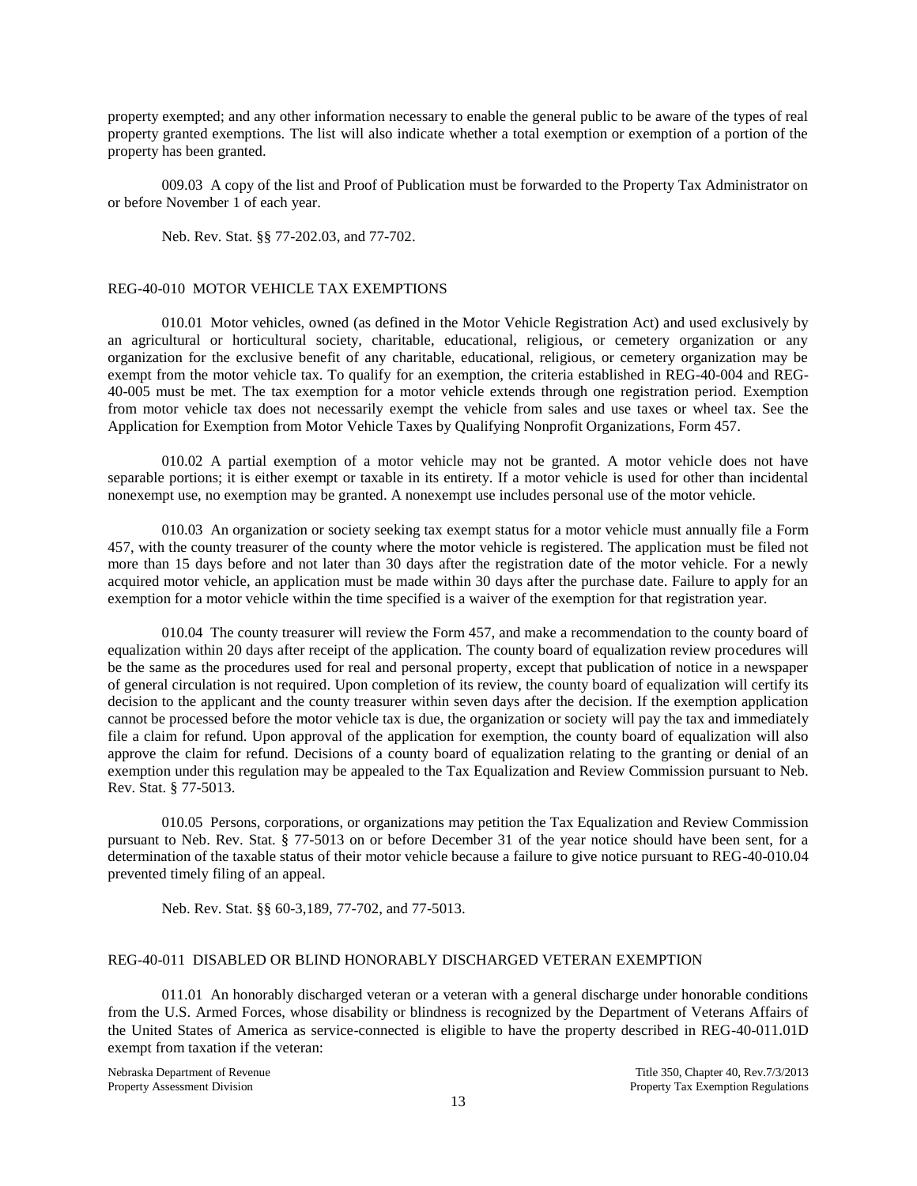property exempted; and any other information necessary to enable the general public to be aware of the types of real property granted exemptions. The list will also indicate whether a total exemption or exemption of a portion of the property has been granted.

009.03 A copy of the list and Proof of Publication must be forwarded to the Property Tax Administrator on or before November 1 of each year.

Neb. Rev. Stat. §§ 77-202.03, and 77-702.

## REG-40-010 MOTOR VEHICLE TAX EXEMPTIONS

010.01 Motor vehicles, owned (as defined in the Motor Vehicle Registration Act) and used exclusively by an agricultural or horticultural society, charitable, educational, religious, or cemetery organization or any organization for the exclusive benefit of any charitable, educational, religious, or cemetery organization may be exempt from the motor vehicle tax. To qualify for an exemption, the criteria established in REG-40-004 and REG-40-005 must be met. The tax exemption for a motor vehicle extends through one registration period. Exemption from motor vehicle tax does not necessarily exempt the vehicle from sales and use taxes or wheel tax. See the Application for Exemption from Motor Vehicle Taxes by Qualifying Nonprofit Organizations, Form 457.

010.02 A partial exemption of a motor vehicle may not be granted. A motor vehicle does not have separable portions; it is either exempt or taxable in its entirety. If a motor vehicle is used for other than incidental nonexempt use, no exemption may be granted. A nonexempt use includes personal use of the motor vehicle.

010.03 An organization or society seeking tax exempt status for a motor vehicle must annually file a Form 457, with the county treasurer of the county where the motor vehicle is registered. The application must be filed not more than 15 days before and not later than 30 days after the registration date of the motor vehicle. For a newly acquired motor vehicle, an application must be made within 30 days after the purchase date. Failure to apply for an exemption for a motor vehicle within the time specified is a waiver of the exemption for that registration year.

010.04 The county treasurer will review the Form 457, and make a recommendation to the county board of equalization within 20 days after receipt of the application. The county board of equalization review procedures will be the same as the procedures used for real and personal property, except that publication of notice in a newspaper of general circulation is not required. Upon completion of its review, the county board of equalization will certify its decision to the applicant and the county treasurer within seven days after the decision. If the exemption application cannot be processed before the motor vehicle tax is due, the organization or society will pay the tax and immediately file a claim for refund. Upon approval of the application for exemption, the county board of equalization will also approve the claim for refund. Decisions of a county board of equalization relating to the granting or denial of an exemption under this regulation may be appealed to the Tax Equalization and Review Commission pursuant to Neb. Rev. Stat. § 77-5013.

010.05 Persons, corporations, or organizations may petition the Tax Equalization and Review Commission pursuant to Neb. Rev. Stat. § 77-5013 on or before December 31 of the year notice should have been sent, for a determination of the taxable status of their motor vehicle because a failure to give notice pursuant to REG-40-010.04 prevented timely filing of an appeal.

Neb. Rev. Stat. §§ 60-3,189, 77-702, and 77-5013.

## REG-40-011 DISABLED OR BLIND HONORABLY DISCHARGED VETERAN EXEMPTION

011.01 An honorably discharged veteran or a veteran with a general discharge under honorable conditions from the U.S. Armed Forces, whose disability or blindness is recognized by the Department of Veterans Affairs of the United States of America as service-connected is eligible to have the property described in REG-40-011.01D exempt from taxation if the veteran: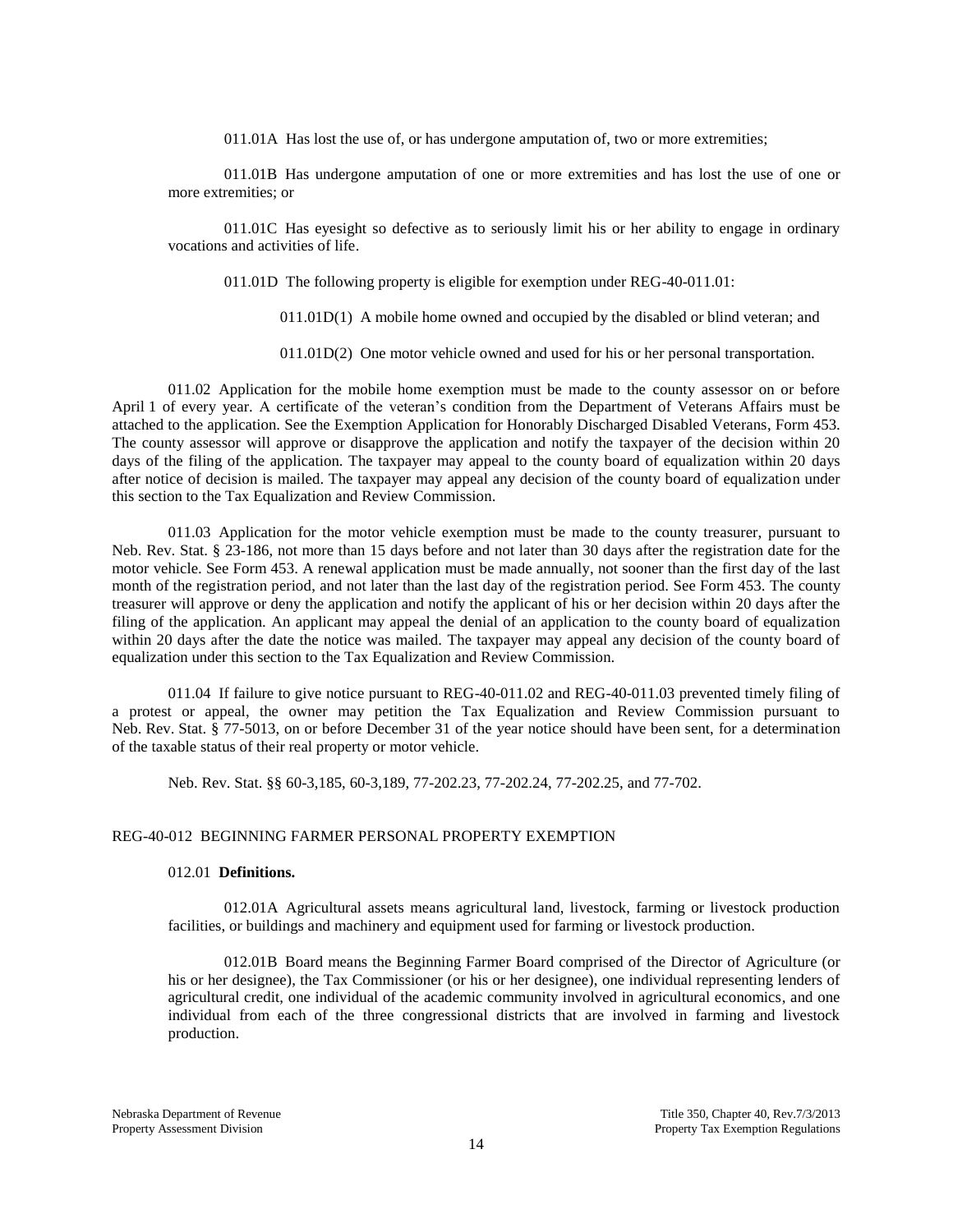011.01A Has lost the use of, or has undergone amputation of, two or more extremities;

011.01B Has undergone amputation of one or more extremities and has lost the use of one or more extremities; or

011.01C Has eyesight so defective as to seriously limit his or her ability to engage in ordinary vocations and activities of life.

011.01D The following property is eligible for exemption under REG-40-011.01:

011.01D(1) A mobile home owned and occupied by the disabled or blind veteran; and

011.01D(2) One motor vehicle owned and used for his or her personal transportation.

011.02 Application for the mobile home exemption must be made to the county assessor on or before April 1 of every year. A certificate of the veteran's condition from the Department of Veterans Affairs must be attached to the application. See the Exemption Application for Honorably Discharged Disabled Veterans, Form 453. The county assessor will approve or disapprove the application and notify the taxpayer of the decision within 20 days of the filing of the application. The taxpayer may appeal to the county board of equalization within 20 days after notice of decision is mailed. The taxpayer may appeal any decision of the county board of equalization under this section to the Tax Equalization and Review Commission.

011.03 Application for the motor vehicle exemption must be made to the county treasurer, pursuant to Neb. Rev. Stat. § 23-186, not more than 15 days before and not later than 30 days after the registration date for the motor vehicle. See Form 453. A renewal application must be made annually, not sooner than the first day of the last month of the registration period, and not later than the last day of the registration period. See Form 453. The county treasurer will approve or deny the application and notify the applicant of his or her decision within 20 days after the filing of the application. An applicant may appeal the denial of an application to the county board of equalization within 20 days after the date the notice was mailed. The taxpayer may appeal any decision of the county board of equalization under this section to the Tax Equalization and Review Commission.

011.04 If failure to give notice pursuant to REG-40-011.02 and REG-40-011.03 prevented timely filing of a protest or appeal, the owner may petition the Tax Equalization and Review Commission pursuant to Neb. Rev. Stat. § 77-5013, on or before December 31 of the year notice should have been sent, for a determination of the taxable status of their real property or motor vehicle.

Neb. Rev. Stat. §§ 60-3,185, 60-3,189, 77-202.23, 77-202.24, 77-202.25, and 77-702.

## REG-40-012 BEGINNING FARMER PERSONAL PROPERTY EXEMPTION

012.01 **Definitions.**

012.01A Agricultural assets means agricultural land, livestock, farming or livestock production facilities, or buildings and machinery and equipment used for farming or livestock production.

012.01B Board means the Beginning Farmer Board comprised of the Director of Agriculture (or his or her designee), the Tax Commissioner (or his or her designee), one individual representing lenders of agricultural credit, one individual of the academic community involved in agricultural economics, and one individual from each of the three congressional districts that are involved in farming and livestock production.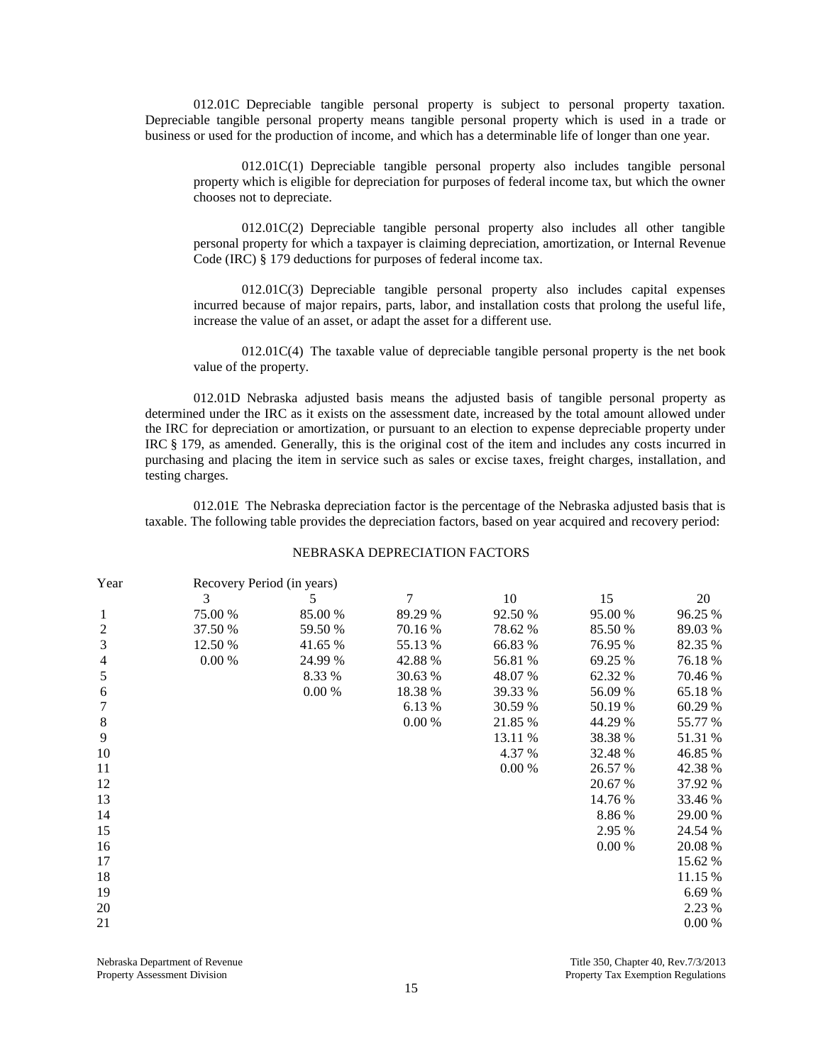012.01C Depreciable tangible personal property is subject to personal property taxation. Depreciable tangible personal property means tangible personal property which is used in a trade or business or used for the production of income, and which has a determinable life of longer than one year.

012.01C(1) Depreciable tangible personal property also includes tangible personal property which is eligible for depreciation for purposes of federal income tax, but which the owner chooses not to depreciate.

012.01C(2) Depreciable tangible personal property also includes all other tangible personal property for which a taxpayer is claiming depreciation, amortization, or Internal Revenue Code (IRC) § 179 deductions for purposes of federal income tax.

012.01C(3) Depreciable tangible personal property also includes capital expenses incurred because of major repairs, parts, labor, and installation costs that prolong the useful life, increase the value of an asset, or adapt the asset for a different use.

012.01C(4) The taxable value of depreciable tangible personal property is the net book value of the property.

012.01D Nebraska adjusted basis means the adjusted basis of tangible personal property as determined under the IRC as it exists on the assessment date, increased by the total amount allowed under the IRC for depreciation or amortization, or pursuant to an election to expense depreciable property under IRC § 179, as amended. Generally, this is the original cost of the item and includes any costs incurred in purchasing and placing the item in service such as sales or excise taxes, freight charges, installation, and testing charges.

012.01E The Nebraska depreciation factor is the percentage of the Nebraska adjusted basis that is taxable. The following table provides the depreciation factors, based on year acquired and recovery period:

NEBRASKA DEPRECIATION FACTORS

| Year | Recovery Period (in years) | | | | | |
|---|---|---|---|---|---|---|
| | 3 | 5 | 7 | 10 | 15 | 20 |
| 1 | 75.00 % | 85.00 % | 89.29 % | 92.50 % | 95.00 % | 96.25 % |
| 2 | 37.50 % | 59.50 % | 70.16 % | 78.62 % | 85.50 % | 89.03 % |
| 3 | 12.50 % | 41.65 % | 55.13 % | 66.83 % | 76.95 % | 82.35 % |
| 4 | 0.00 % | 24.99 % | 42.88 % | 56.81 % | 69.25 % | 76.18 % |
| 5 | | 8.33 % | 30.63 % | 48.07 % | 62.32 % | 70.46 % |
| 6 | | 0.00 % | 18.38 % | 39.33 % | 56.09 % | 65.18 % |
| 7 | | | 6.13 % | 30.59 % | 50.19 % | 60.29 % |
| 8 | | | 0.00 % | 21.85 % | 44.29 % | 55.77 % |
| 9 | | | | 13.11 % | 38.38 % | 51.31 % |
| 10 | | | | 4.37 % | 32.48 % | 46.85 % |
| 11 | | | | 0.00 % | 26.57 % | 42.38 % |
| 12 | | | | | 20.67 % | 37.92 % |
| 13 | | | | | 14.76 % | 33.46 % |
| 14 | | | | | 8.86 % | 29.00 % |
| 15 | | | | | 2.95 % | 24.54 % |
| 16 | | | | | 0.00 % | 20.08 % |
| 17 | | | | | | 15.62 % |
| 18 | | | | | | 11.15 % |
| 19 | | | | | | 6.69 % |
| 20 | | | | | | 2.23 % |
| 21 | | | | | | 0.00 % |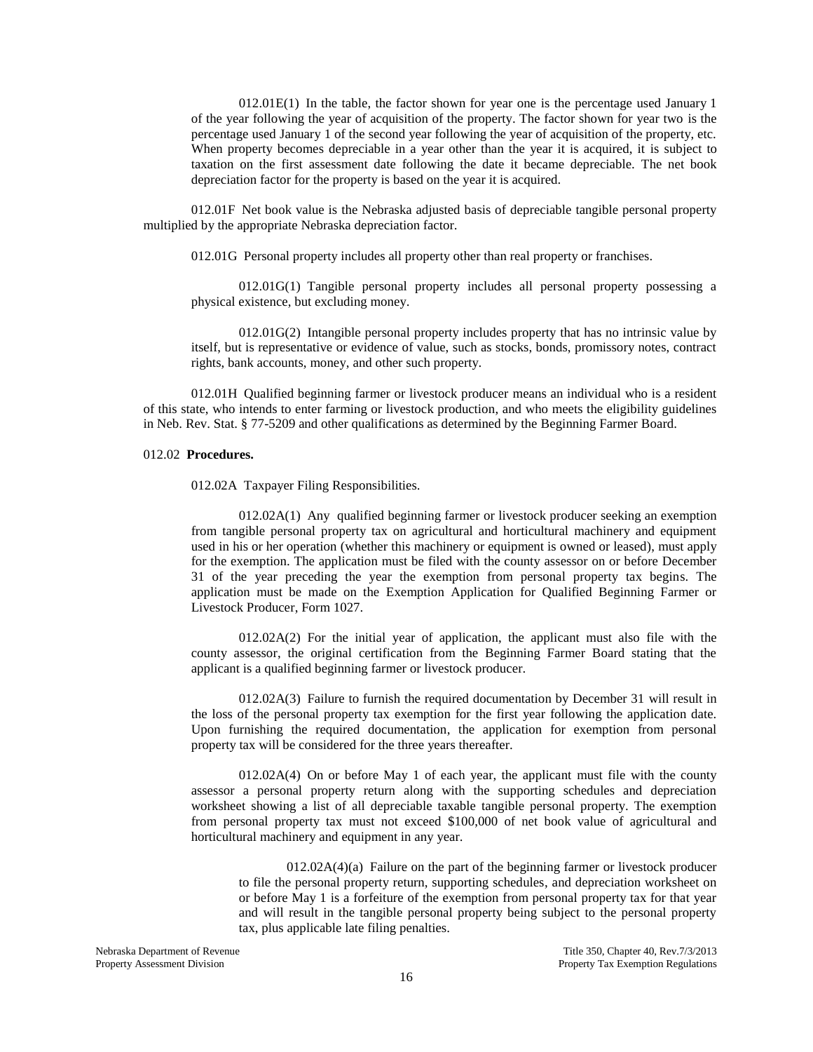012.01E(1) In the table, the factor shown for year one is the percentage used January 1 of the year following the year of acquisition of the property. The factor shown for year two is the percentage used January 1 of the second year following the year of acquisition of the property, etc. When property becomes depreciable in a year other than the year it is acquired, it is subject to taxation on the first assessment date following the date it became depreciable. The net book depreciation factor for the property is based on the year it is acquired.

012.01F Net book value is the Nebraska adjusted basis of depreciable tangible personal property multiplied by the appropriate Nebraska depreciation factor.

012.01G Personal property includes all property other than real property or franchises.

012.01G(1) Tangible personal property includes all personal property possessing a physical existence, but excluding money.

012.01G(2) Intangible personal property includes property that has no intrinsic value by itself, but is representative or evidence of value, such as stocks, bonds, promissory notes, contract rights, bank accounts, money, and other such property.

012.01H Qualified beginning farmer or livestock producer means an individual who is a resident of this state, who intends to enter farming or livestock production, and who meets the eligibility guidelines in Neb. Rev. Stat. § 77-5209 and other qualifications as determined by the Beginning Farmer Board.

012.02 **Procedures.**

012.02A Taxpayer Filing Responsibilities.

012.02A(1) Any qualified beginning farmer or livestock producer seeking an exemption from tangible personal property tax on agricultural and horticultural machinery and equipment used in his or her operation (whether this machinery or equipment is owned or leased), must apply for the exemption. The application must be filed with the county assessor on or before December 31 of the year preceding the year the exemption from personal property tax begins. The application must be made on the Exemption Application for Qualified Beginning Farmer or Livestock Producer, Form 1027.

012.02A(2) For the initial year of application, the applicant must also file with the county assessor, the original certification from the Beginning Farmer Board stating that the applicant is a qualified beginning farmer or livestock producer.

012.02A(3) Failure to furnish the required documentation by December 31 will result in the loss of the personal property tax exemption for the first year following the application date. Upon furnishing the required documentation, the application for exemption from personal property tax will be considered for the three years thereafter.

012.02A(4) On or before May 1 of each year, the applicant must file with the county assessor a personal property return along with the supporting schedules and depreciation worksheet showing a list of all depreciable taxable tangible personal property. The exemption from personal property tax must not exceed $100,000 of net book value of agricultural and horticultural machinery and equipment in any year.

012.02A(4)(a) Failure on the part of the beginning farmer or livestock producer to file the personal property return, supporting schedules, and depreciation worksheet on or before May 1 is a forfeiture of the exemption from personal property tax for that year and will result in the tangible personal property being subject to the personal property tax, plus applicable late filing penalties.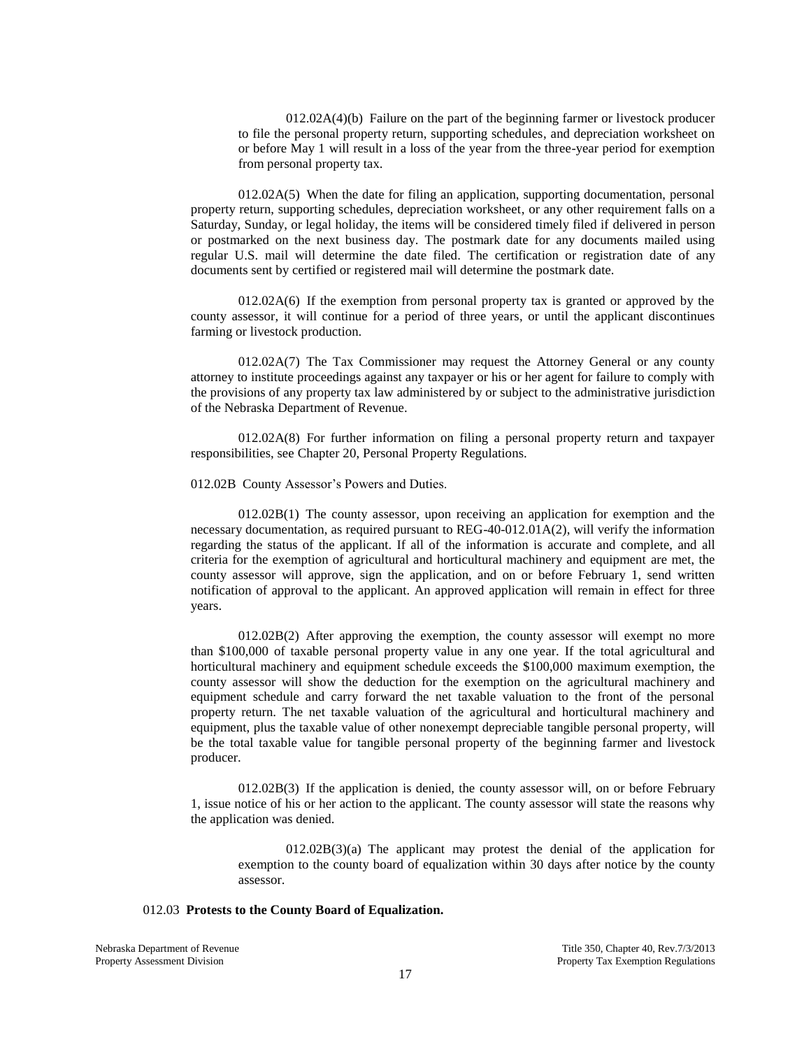012.02A(4)(b) Failure on the part of the beginning farmer or livestock producer to file the personal property return, supporting schedules, and depreciation worksheet on or before May 1 will result in a loss of the year from the three-year period for exemption from personal property tax.

012.02A(5) When the date for filing an application, supporting documentation, personal property return, supporting schedules, depreciation worksheet, or any other requirement falls on a Saturday, Sunday, or legal holiday, the items will be considered timely filed if delivered in person or postmarked on the next business day. The postmark date for any documents mailed using regular U.S. mail will determine the date filed. The certification or registration date of any documents sent by certified or registered mail will determine the postmark date.

012.02A(6) If the exemption from personal property tax is granted or approved by the county assessor, it will continue for a period of three years, or until the applicant discontinues farming or livestock production.

012.02A(7) The Tax Commissioner may request the Attorney General or any county attorney to institute proceedings against any taxpayer or his or her agent for failure to comply with the provisions of any property tax law administered by or subject to the administrative jurisdiction of the Nebraska Department of Revenue.

012.02A(8) For further information on filing a personal property return and taxpayer responsibilities, see Chapter 20, Personal Property Regulations.

012.02B County Assessor's Powers and Duties.

012.02B(1) The county assessor, upon receiving an application for exemption and the necessary documentation, as required pursuant to REG-40-012.01A(2), will verify the information regarding the status of the applicant. If all of the information is accurate and complete, and all criteria for the exemption of agricultural and horticultural machinery and equipment are met, the county assessor will approve, sign the application, and on or before February 1, send written notification of approval to the applicant. An approved application will remain in effect for three years.

012.02B(2) After approving the exemption, the county assessor will exempt no more than $100,000 of taxable personal property value in any one year. If the total agricultural and horticultural machinery and equipment schedule exceeds the $100,000 maximum exemption, the county assessor will show the deduction for the exemption on the agricultural machinery and equipment schedule and carry forward the net taxable valuation to the front of the personal property return. The net taxable valuation of the agricultural and horticultural machinery and equipment, plus the taxable value of other nonexempt depreciable tangible personal property, will be the total taxable value for tangible personal property of the beginning farmer and livestock producer.

012.02B(3) If the application is denied, the county assessor will, on or before February 1, issue notice of his or her action to the applicant. The county assessor will state the reasons why the application was denied.

012.02B(3)(a) The applicant may protest the denial of the application for exemption to the county board of equalization within 30 days after notice by the county assessor.

012.03 **Protests to the County Board of Equalization.**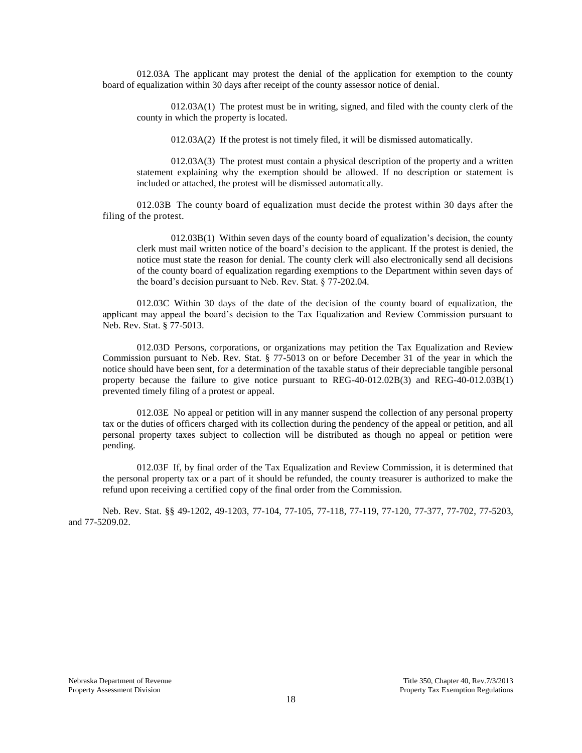012.03A The applicant may protest the denial of the application for exemption to the county board of equalization within 30 days after receipt of the county assessor notice of denial.

012.03A(1) The protest must be in writing, signed, and filed with the county clerk of the county in which the property is located.

012.03A(2) If the protest is not timely filed, it will be dismissed automatically.

012.03A(3) The protest must contain a physical description of the property and a written statement explaining why the exemption should be allowed. If no description or statement is included or attached, the protest will be dismissed automatically.

012.03B The county board of equalization must decide the protest within 30 days after the filing of the protest.

012.03B(1) Within seven days of the county board of equalization's decision, the county clerk must mail written notice of the board's decision to the applicant. If the protest is denied, the notice must state the reason for denial. The county clerk will also electronically send all decisions of the county board of equalization regarding exemptions to the Department within seven days of the board's decision pursuant to Neb. Rev. Stat. § 77-202.04.

012.03C Within 30 days of the date of the decision of the county board of equalization, the applicant may appeal the board's decision to the Tax Equalization and Review Commission pursuant to Neb. Rev. Stat. § 77-5013.

012.03D Persons, corporations, or organizations may petition the Tax Equalization and Review Commission pursuant to Neb. Rev. Stat. § 77-5013 on or before December 31 of the year in which the notice should have been sent, for a determination of the taxable status of their depreciable tangible personal property because the failure to give notice pursuant to REG-40-012.02B(3) and REG-40-012.03B(1) prevented timely filing of a protest or appeal.

012.03E No appeal or petition will in any manner suspend the collection of any personal property tax or the duties of officers charged with its collection during the pendency of the appeal or petition, and all personal property taxes subject to collection will be distributed as though no appeal or petition were pending.

012.03F If, by final order of the Tax Equalization and Review Commission, it is determined that the personal property tax or a part of it should be refunded, the county treasurer is authorized to make the refund upon receiving a certified copy of the final order from the Commission.

Neb. Rev. Stat. §§ 49-1202, 49-1203, 77-104, 77-105, 77-118, 77-119, 77-120, 77-377, 77-702, 77-5203, and 77-5209.02.